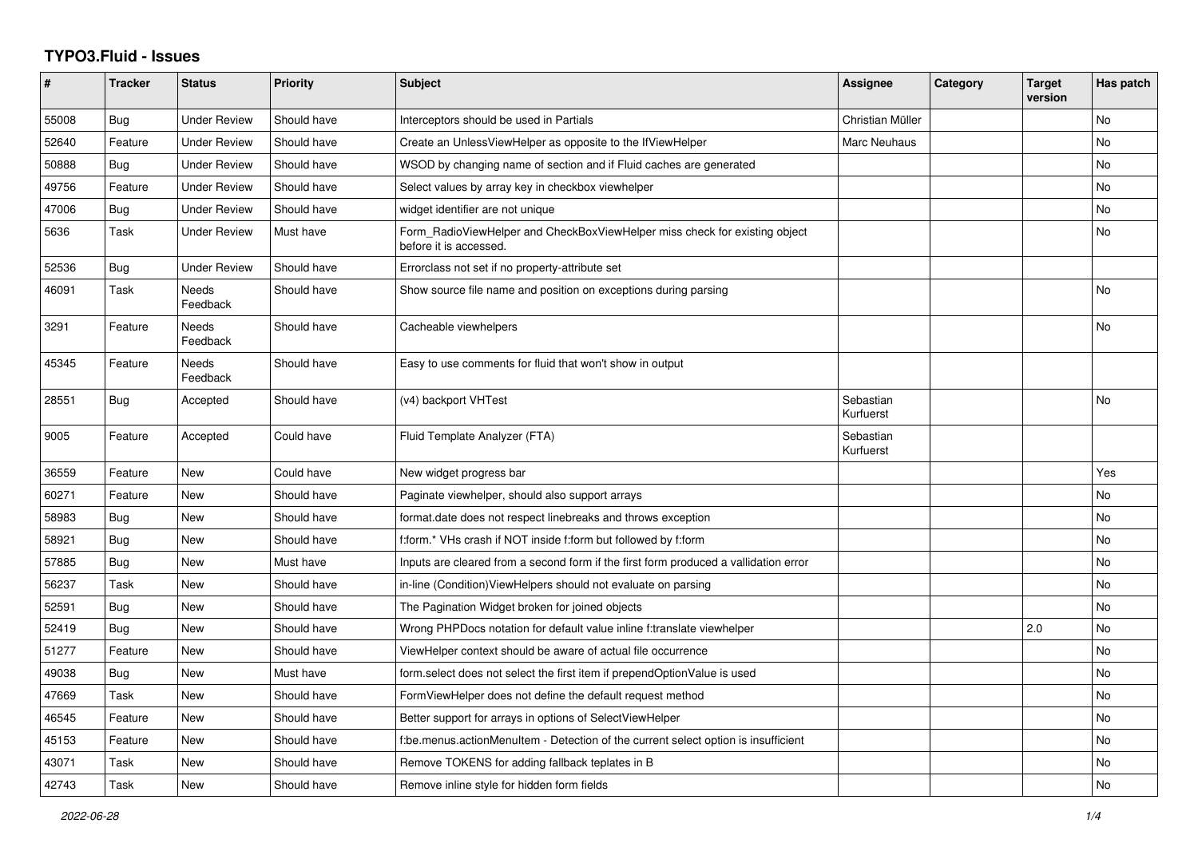# TYPO3.Fluid - Issues

| # | Tracker | Status | Priority | Subject | Assignee | Category | Target version | Has patch |
|---|---|---|---|---|---|---|---|---|
| 55008 | Bug | Under Review | Should have | Interceptors should be used in Partials | Christian Müller | | | No |
| 52640 | Feature | Under Review | Should have | Create an UnlessViewHelper as opposite to the IfViewHelper | Marc Neuhaus | | | No |
| 50888 | Bug | Under Review | Should have | WSOD by changing name of section and if Fluid caches are generated | | | | No |
| 49756 | Feature | Under Review | Should have | Select values by array key in checkbox viewhelper | | | | No |
| 47006 | Bug | Under Review | Should have | widget identifier are not unique | | | | No |
| 5636 | Task | Under Review | Must have | Form_RadioViewHelper and CheckBoxViewHelper miss check for existing object before it is accessed. | | | | No |
| 52536 | Bug | Under Review | Should have | Errorclass not set if no property-attribute set | | | | |
| 46091 | Task | Needs Feedback | Should have | Show source file name and position on exceptions during parsing | | | | No |
| 3291 | Feature | Needs Feedback | Should have | Cacheable viewhelpers | | | | No |
| 45345 | Feature | Needs Feedback | Should have | Easy to use comments for fluid that won't show in output | | | | |
| 28551 | Bug | Accepted | Should have | (v4) backport VHTest | Sebastian Kurfuerst | | | No |
| 9005 | Feature | Accepted | Could have | Fluid Template Analyzer (FTA) | Sebastian Kurfuerst | | | |
| 36559 | Feature | New | Could have | New widget progress bar | | | | Yes |
| 60271 | Feature | New | Should have | Paginate viewhelper, should also support arrays | | | | No |
| 58983 | Bug | New | Should have | format.date does not respect linebreaks and throws exception | | | | No |
| 58921 | Bug | New | Should have | f:form.* VHs crash if NOT inside f:form but followed by f:form | | | | No |
| 57885 | Bug | New | Must have | Inputs are cleared from a second form if the first form produced a vallidation error | | | | No |
| 56237 | Task | New | Should have | in-line (Condition)ViewHelpers should not evaluate on parsing | | | | No |
| 52591 | Bug | New | Should have | The Pagination Widget broken for joined objects | | | | No |
| 52419 | Bug | New | Should have | Wrong PHPDocs notation for default value inline f:translate viewhelper | | | 2.0 | No |
| 51277 | Feature | New | Should have | ViewHelper context should be aware of actual file occurrence | | | | No |
| 49038 | Bug | New | Must have | form.select does not select the first item if prependOptionValue is used | | | | No |
| 47669 | Task | New | Should have | FormViewHelper does not define the default request method | | | | No |
| 46545 | Feature | New | Should have | Better support for arrays in options of SelectViewHelper | | | | No |
| 45153 | Feature | New | Should have | f:be.menus.actionMenuItem - Detection of the current select option is insufficient | | | | No |
| 43071 | Task | New | Should have | Remove TOKENS for adding fallback teplates in B | | | | No |
| 42743 | Task | New | Should have | Remove inline style for hidden form fields | | | | No |

2022-06-28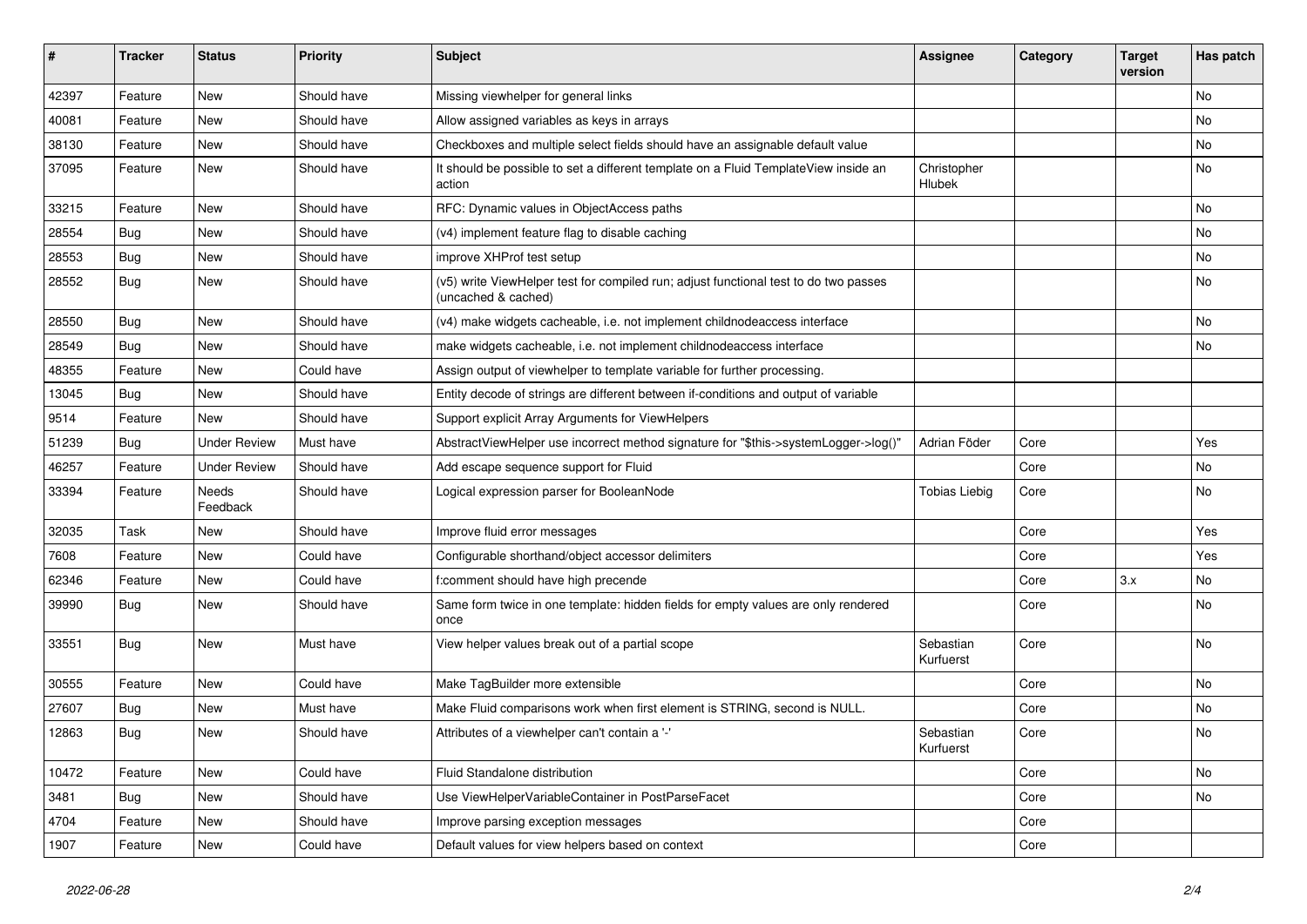| # | Tracker | Status | Priority | Subject | Assignee | Category | Target version | Has patch |
|---|---|---|---|---|---|---|---|---|
| 42397 | Feature | New | Should have | Missing viewhelper for general links | | | | No |
| 40081 | Feature | New | Should have | Allow assigned variables as keys in arrays | | | | No |
| 38130 | Feature | New | Should have | Checkboxes and multiple select fields should have an assignable default value | | | | No |
| 37095 | Feature | New | Should have | It should be possible to set a different template on a Fluid TemplateView inside an action | Christopher Hlubek | | | No |
| 33215 | Feature | New | Should have | RFC: Dynamic values in ObjectAccess paths | | | | No |
| 28554 | Bug | New | Should have | (v4) implement feature flag to disable caching | | | | No |
| 28553 | Bug | New | Should have | improve XHProf test setup | | | | No |
| 28552 | Bug | New | Should have | (v5) write ViewHelper test for compiled run; adjust functional test to do two passes (uncached & cached) | | | | No |
| 28550 | Bug | New | Should have | (v4) make widgets cacheable, i.e. not implement childnodeaccess interface | | | | No |
| 28549 | Bug | New | Should have | make widgets cacheable, i.e. not implement childnodeaccess interface | | | | No |
| 48355 | Feature | New | Could have | Assign output of viewhelper to template variable for further processing. | | | | |
| 13045 | Bug | New | Should have | Entity decode of strings are different between if-conditions and output of variable | | | | |
| 9514 | Feature | New | Should have | Support explicit Array Arguments for ViewHelpers | | | | |
| 51239 | Bug | Under Review | Must have | AbstractViewHelper use incorrect method signature for "$this->systemLogger->log()" | Adrian Föder | Core | | Yes |
| 46257 | Feature | Under Review | Should have | Add escape sequence support for Fluid | | Core | | No |
| 33394 | Feature | Needs Feedback | Should have | Logical expression parser for BooleanNode | Tobias Liebig | Core | | No |
| 32035 | Task | New | Should have | Improve fluid error messages | | Core | | Yes |
| 7608 | Feature | New | Could have | Configurable shorthand/object accessor delimiters | | Core | | Yes |
| 62346 | Feature | New | Could have | f:comment should have high precende | | Core | 3.x | No |
| 39990 | Bug | New | Should have | Same form twice in one template: hidden fields for empty values are only rendered once | | Core | | No |
| 33551 | Bug | New | Must have | View helper values break out of a partial scope | Sebastian Kurfuerst | Core | | No |
| 30555 | Feature | New | Could have | Make TagBuilder more extensible | | Core | | No |
| 27607 | Bug | New | Must have | Make Fluid comparisons work when first element is STRING, second is NULL. | | Core | | No |
| 12863 | Bug | New | Should have | Attributes of a viewhelper can't contain a '-' | Sebastian Kurfuerst | Core | | No |
| 10472 | Feature | New | Could have | Fluid Standalone distribution | | Core | | No |
| 3481 | Bug | New | Should have | Use ViewHelperVariableContainer in PostParseFacet | | Core | | No |
| 4704 | Feature | New | Should have | Improve parsing exception messages | | Core | | |
| 1907 | Feature | New | Could have | Default values for view helpers based on context | | Core | | |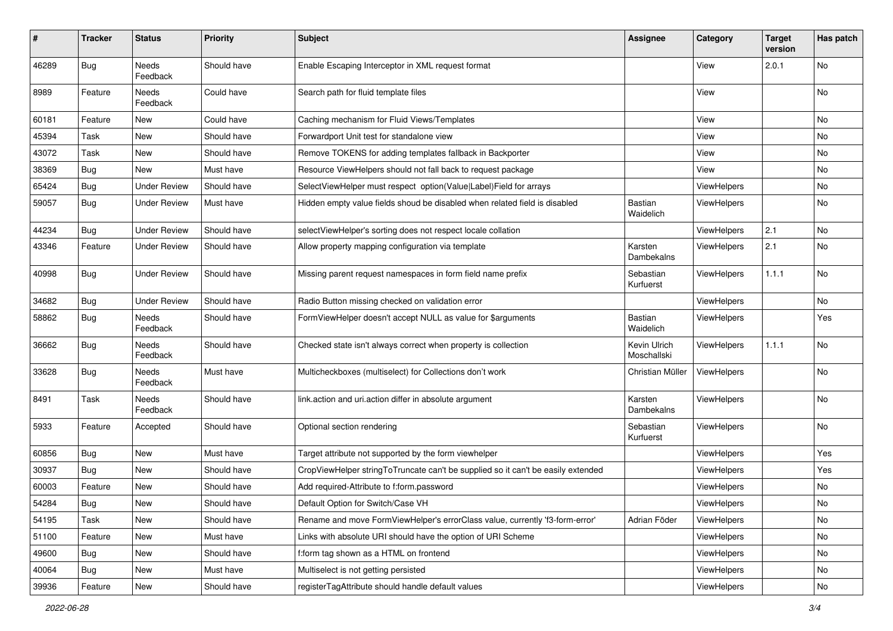| # | Tracker | Status | Priority | Subject | Assignee | Category | Target version | Has patch |
|---|---|---|---|---|---|---|---|---|
| 46289 | Bug | Needs Feedback | Should have | Enable Escaping Interceptor in XML request format | | View | 2.0.1 | No |
| 8989 | Feature | Needs Feedback | Could have | Search path for fluid template files | | View | | No |
| 60181 | Feature | New | Could have | Caching mechanism for Fluid Views/Templates | | View | | No |
| 45394 | Task | New | Should have | Forwardport Unit test for standalone view | | View | | No |
| 43072 | Task | New | Should have | Remove TOKENS for adding templates fallback in Backporter | | View | | No |
| 38369 | Bug | New | Must have | Resource ViewHelpers should not fall back to request package | | View | | No |
| 65424 | Bug | Under Review | Should have | SelectViewHelper must respect option(Value\|Label)Field for arrays | | ViewHelpers | | No |
| 59057 | Bug | Under Review | Must have | Hidden empty value fields shoud be disabled when related field is disabled | Bastian Waidelich | ViewHelpers | | No |
| 44234 | Bug | Under Review | Should have | selectViewHelper's sorting does not respect locale collation | | ViewHelpers | 2.1 | No |
| 43346 | Feature | Under Review | Should have | Allow property mapping configuration via template | Karsten Dambekalns | ViewHelpers | 2.1 | No |
| 40998 | Bug | Under Review | Should have | Missing parent request namespaces in form field name prefix | Sebastian Kurfuerst | ViewHelpers | 1.1.1 | No |
| 34682 | Bug | Under Review | Should have | Radio Button missing checked on validation error | | ViewHelpers | | No |
| 58862 | Bug | Needs Feedback | Should have | FormViewHelper doesn't accept NULL as value for $arguments | Bastian Waidelich | ViewHelpers | | Yes |
| 36662 | Bug | Needs Feedback | Should have | Checked state isn't always correct when property is collection | Kevin Ulrich Moschallski | ViewHelpers | 1.1.1 | No |
| 33628 | Bug | Needs Feedback | Must have | Multicheckboxes (multiselect) for Collections don't work | Christian Müller | ViewHelpers | | No |
| 8491 | Task | Needs Feedback | Should have | link.action and uri.action differ in absolute argument | Karsten Dambekalns | ViewHelpers | | No |
| 5933 | Feature | Accepted | Should have | Optional section rendering | Sebastian Kurfuerst | ViewHelpers | | No |
| 60856 | Bug | New | Must have | Target attribute not supported by the form viewhelper | | ViewHelpers | | Yes |
| 30937 | Bug | New | Should have | CropViewHelper stringToTruncate can't be supplied so it can't be easily extended | | ViewHelpers | | Yes |
| 60003 | Feature | New | Should have | Add required-Attribute to f:form.password | | ViewHelpers | | No |
| 54284 | Bug | New | Should have | Default Option for Switch/Case VH | | ViewHelpers | | No |
| 54195 | Task | New | Should have | Rename and move FormViewHelper's errorClass value, currently 'f3-form-error' | Adrian Föder | ViewHelpers | | No |
| 51100 | Feature | New | Must have | Links with absolute URI should have the option of URI Scheme | | ViewHelpers | | No |
| 49600 | Bug | New | Should have | f:form tag shown as a HTML on frontend | | ViewHelpers | | No |
| 40064 | Bug | New | Must have | Multiselect is not getting persisted | | ViewHelpers | | No |
| 39936 | Feature | New | Should have | registerTagAttribute should handle default values | | ViewHelpers | | No |

2022-06-28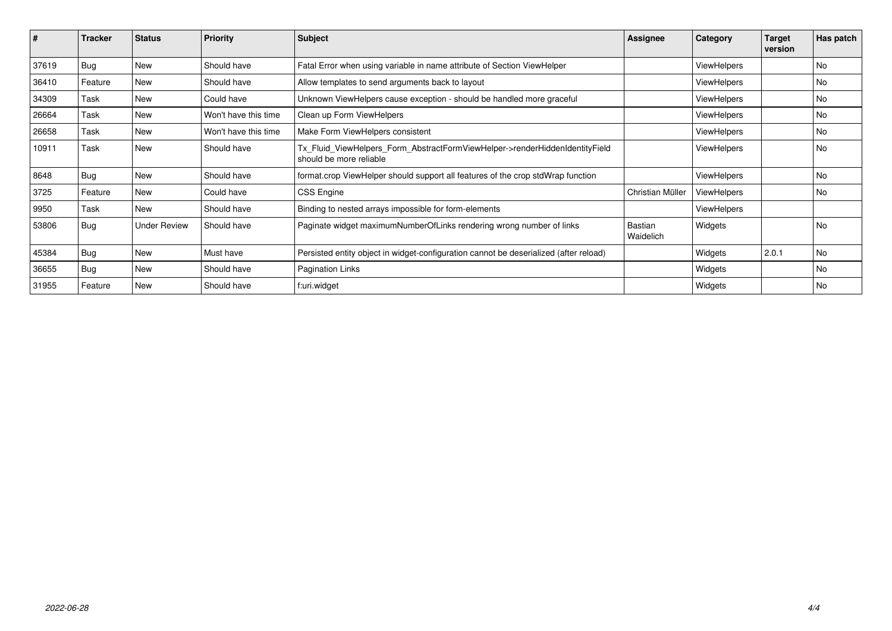| # | Tracker | Status | Priority | Subject | Assignee | Category | Target version | Has patch |
|---|---|---|---|---|---|---|---|---|
| 37619 | Bug | New | Should have | Fatal Error when using variable in name attribute of Section ViewHelper | | ViewHelpers | | No |
| 36410 | Feature | New | Should have | Allow templates to send arguments back to layout | | ViewHelpers | | No |
| 34309 | Task | New | Could have | Unknown ViewHelpers cause exception - should be handled more graceful | | ViewHelpers | | No |
| 26664 | Task | New | Won't have this time | Clean up Form ViewHelpers | | ViewHelpers | | No |
| 26658 | Task | New | Won't have this time | Make Form ViewHelpers consistent | | ViewHelpers | | No |
| 10911 | Task | New | Should have | Tx_Fluid_ViewHelpers_Form_AbstractFormViewHelper->renderHiddenIdentityField should be more reliable | | ViewHelpers | | No |
| 8648 | Bug | New | Should have | format.crop ViewHelper should support all features of the crop stdWrap function | | ViewHelpers | | No |
| 3725 | Feature | New | Could have | CSS Engine | Christian Müller | ViewHelpers | | No |
| 9950 | Task | New | Should have | Binding to nested arrays impossible for form-elements | | ViewHelpers | | |
| 53806 | Bug | Under Review | Should have | Paginate widget maximumNumberOfLinks rendering wrong number of links | Bastian Waidelich | Widgets | | No |
| 45384 | Bug | New | Must have | Persisted entity object in widget-configuration cannot be deserialized (after reload) | | Widgets | 2.0.1 | No |
| 36655 | Bug | New | Should have | Pagination Links | | Widgets | | No |
| 31955 | Feature | New | Should have | f:uri.widget | | Widgets | | No |